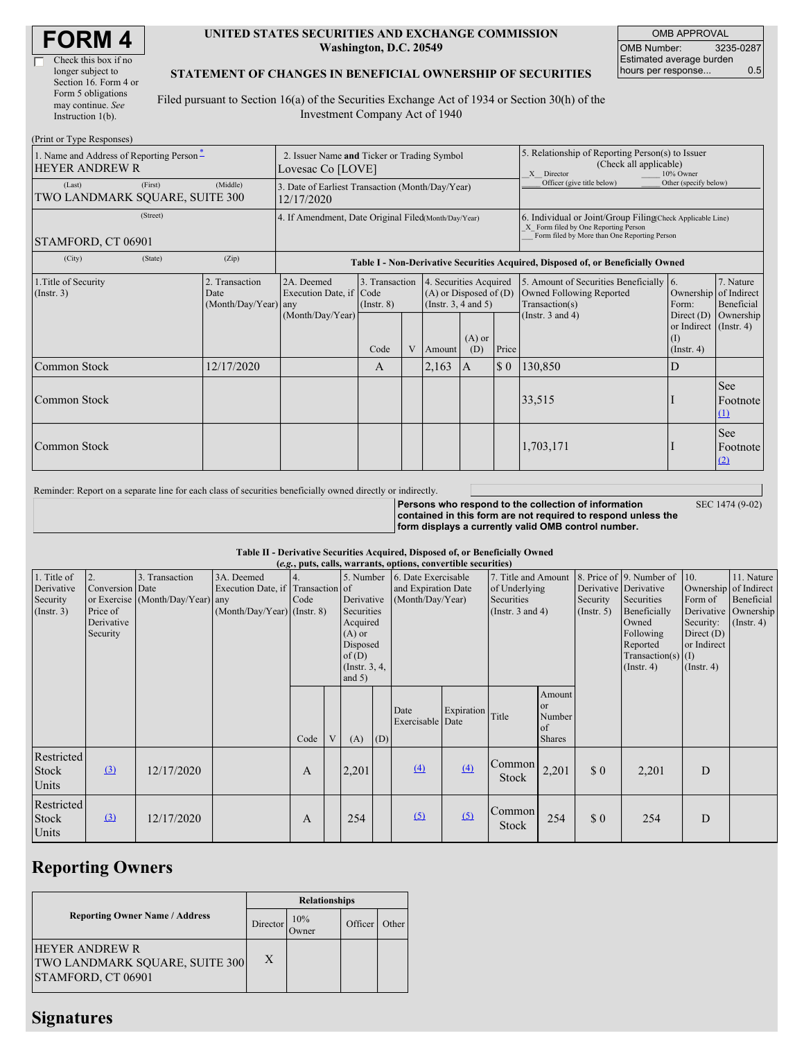# FORM 4

☐ Check this box if no longer subject to Section 16. Form 4 or Form 5 obligations may continue. *See* Instruction 1(b).

**UNITED STATES SECURITIES AND EXCHANGE COMMISSION**
**Washington, D.C. 20549**

**STATEMENT OF CHANGES IN BENEFICIAL OWNERSHIP OF SECURITIES**

Filed pursuant to Section 16(a) of the Securities Exchange Act of 1934 or Section 30(h) of the Investment Company Act of 1940

| OMB APPROVAL | |
|---|---|
| OMB Number: | 3235-0287 |
| Estimated average burden hours per response... | 0.5 |

(Print or Type Responses)

| 1. Name and Address of Reporting Person * | 2. Issuer Name **and** Ticker or Trading Symbol | 5. Relationship of Reporting Person(s) to Issuer (Check all applicable) |
|---|---|---|
| HEYER ANDREW R | Lovesac Co [LOVE] | _X_ Director ___ 10% Owner ___ Officer (give title below) ___ Other (specify below) |
| (Last) (First) (Middle) TWO LANDMARK SQUARE, SUITE 300 | 3. Date of Earliest Transaction (Month/Day/Year) 12/17/2020 | |
| (Street) STAMFORD, CT 06901 | 4. If Amendment, Date Original Filed (Month/Day/Year) | 6. Individual or Joint/Group Filing (Check Applicable Line) _X_ Form filed by One Reporting Person ___ Form filed by More than One Reporting Person |
| (City) (State) (Zip) | | |

**Table I - Non-Derivative Securities Acquired, Disposed of, or Beneficially Owned**

| 1.Title of Security (Instr. 3) | 2. Transaction Date (Month/Day/Year) | 2A. Deemed Execution Date, if any (Month/Day/Year) | 3. Transaction Code (Instr. 8) | | 4. Securities Acquired (A) or Disposed of (D) (Instr. 3, 4 and 5) | | | 5. Amount of Securities Beneficially Owned Following Reported Transaction(s) (Instr. 3 and 4) | 6. Ownership Form: Direct (D) or Indirect (I) (Instr. 4) | 7. Nature of Indirect Beneficial Ownership (Instr. 4) |
|---|---|---|---|---|---|---|---|---|---|---|
| | | | Code | V | Amount | (A) or (D) | Price | | | |
| Common Stock | 12/17/2020 | | A | | 2,163 | A | $ 0 | 130,850 | D | |
| Common Stock | | | | | | | | 33,515 | I | See Footnote (1) |
| Common Stock | | | | | | | | 1,703,171 | I | See Footnote (2) |

Reminder: Report on a separate line for each class of securities beneficially owned directly or indirectly.

**Persons who respond to the collection of information contained in this form are not required to respond unless the form displays a currently valid OMB control number.** SEC 1474 (9-02)

**Table II - Derivative Securities Acquired, Disposed of, or Beneficially Owned**
**(*e.g.*, puts, calls, warrants, options, convertible securities)**

| 1. Title of Derivative Security (Instr. 3) | 2. Conversion or Exercise Price of Derivative Security | 3. Transaction Date (Month/Day/Year) | 3A. Deemed Execution Date, if any (Month/Day/Year) | 4. Transaction Code (Instr. 8) | | 5. Number of Derivative Securities Acquired (A) or Disposed of (D) (Instr. 3, 4, and 5) | | 6. Date Exercisable and Expiration Date (Month/Day/Year) | | 7. Title and Amount of Underlying Securities (Instr. 3 and 4) | | 8. Price of Derivative Security (Instr. 5) | 9. Number of Derivative Securities Beneficially Owned Following Reported Transaction(s) (Instr. 4) | 10. Ownership Form of Derivative Security: Direct (D) or Indirect (I) (Instr. 4) | 11. Nature of Indirect Beneficial Ownership (Instr. 4) |
|---|---|---|---|---|---|---|---|---|---|---|---|---|---|---|---|
| | | | | Code | V | (A) | (D) | Date Exercisable | Expiration Date | Title | Amount or Number of Shares | | | | |
| Restricted Stock Units | (3) | 12/17/2020 | | A | | 2,201 | | (4) | (4) | Common Stock | 2,201 | $ 0 | 2,201 | D | |
| Restricted Stock Units | (3) | 12/17/2020 | | A | | 254 | | (5) | (5) | Common Stock | 254 | $ 0 | 254 | D | |

## Reporting Owners

| Reporting Owner Name / Address | Relationships | | | |
|---|---|---|---|---|
| | Director | 10% Owner | Officer | Other |
| HEYER ANDREW R<br>TWO LANDMARK SQUARE, SUITE 300<br>STAMFORD, CT 06901 | X | | | |

## Signatures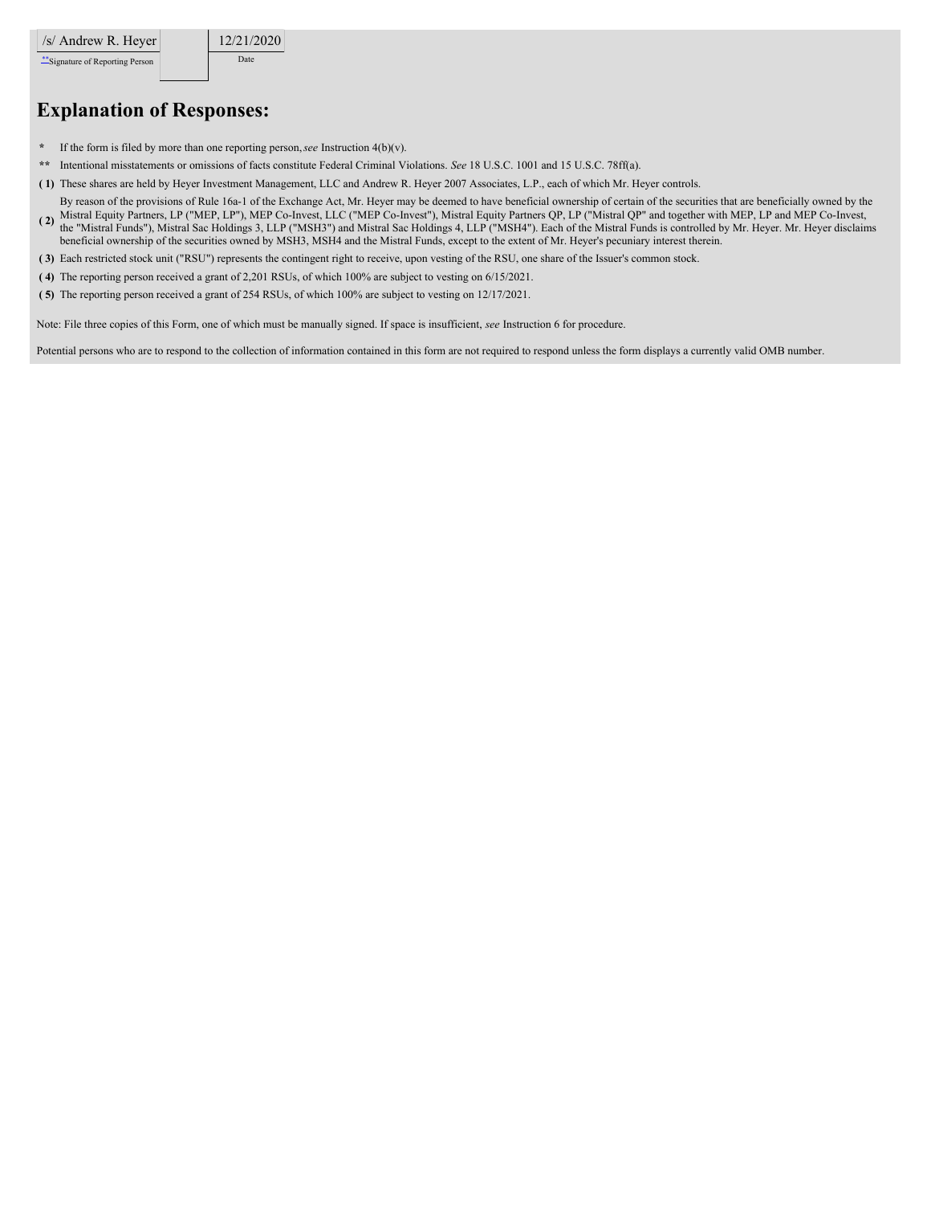| | |
|---|---|
| /s/ Andrew R. Heyer | 12/21/2020 |
| ** Signature of Reporting Person | Date |

## Explanation of Responses:

\* If the form is filed by more than one reporting person, *see* Instruction 4(b)(v).

\** Intentional misstatements or omissions of facts constitute Federal Criminal Violations. *See* 18 U.S.C. 1001 and 15 U.S.C. 78ff(a).

( 1) These shares are held by Heyer Investment Management, LLC and Andrew R. Heyer 2007 Associates, L.P., each of which Mr. Heyer controls.

( 2) By reason of the provisions of Rule 16a-1 of the Exchange Act, Mr. Heyer may be deemed to have beneficial ownership of certain of the securities that are beneficially owned by the Mistral Equity Partners, LP ("MEP, LP"), MEP Co-Invest, LLC ("MEP Co-Invest"), Mistral Equity Partners QP, LP ("Mistral QP" and together with MEP, LP and MEP Co-Invest, the "Mistral Funds"), Mistral Sac Holdings 3, LLP ("MSH3") and Mistral Sac Holdings 4, LLP ("MSH4"). Each of the Mistral Funds is controlled by Mr. Heyer. Mr. Heyer disclaims beneficial ownership of the securities owned by MSH3, MSH4 and the Mistral Funds, except to the extent of Mr. Heyer's pecuniary interest therein.

( 3) Each restricted stock unit ("RSU") represents the contingent right to receive, upon vesting of the RSU, one share of the Issuer's common stock.

( 4) The reporting person received a grant of 2,201 RSUs, of which 100% are subject to vesting on 6/15/2021.

( 5) The reporting person received a grant of 254 RSUs, of which 100% are subject to vesting on 12/17/2021.

Note: File three copies of this Form, one of which must be manually signed. If space is insufficient, *see* Instruction 6 for procedure.

Potential persons who are to respond to the collection of information contained in this form are not required to respond unless the form displays a currently valid OMB number.